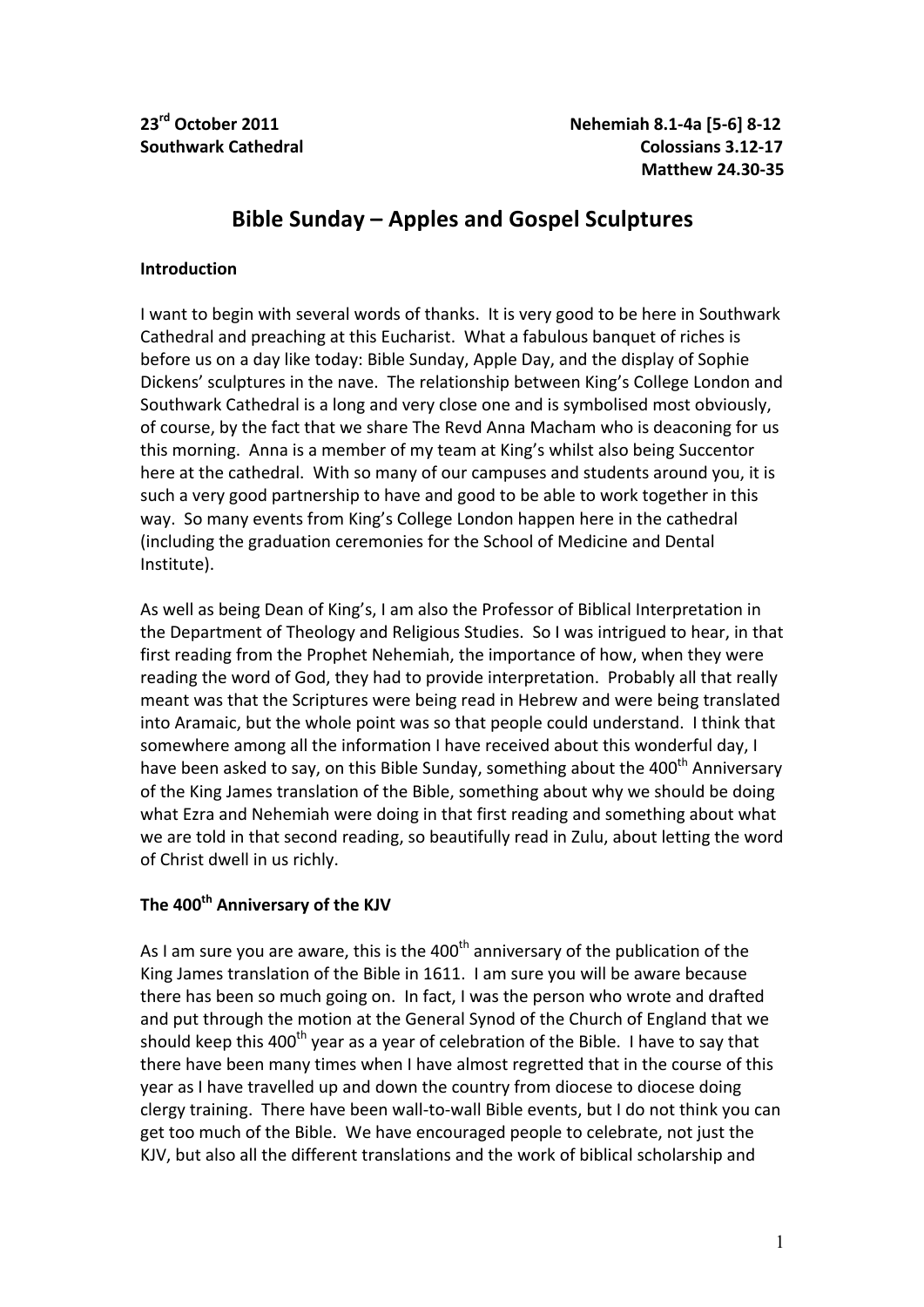**23rd October 2011**  
**Southwark Cathedral**

**Nehemiah 8.1-4a [5-6] 8-12**  
**Colossians 3.12-17**  
**Matthew 24.30-35**

# Bible Sunday – Apples and Gospel Sculptures

**Introduction**

I want to begin with several words of thanks. It is very good to be here in Southwark Cathedral and preaching at this Eucharist. What a fabulous banquet of riches is before us on a day like today: Bible Sunday, Apple Day, and the display of Sophie Dickens' sculptures in the nave. The relationship between King's College London and Southwark Cathedral is a long and very close one and is symbolised most obviously, of course, by the fact that we share The Revd Anna Macham who is deaconing for us this morning. Anna is a member of my team at King's whilst also being Succentor here at the cathedral. With so many of our campuses and students around you, it is such a very good partnership to have and good to be able to work together in this way. So many events from King's College London happen here in the cathedral (including the graduation ceremonies for the School of Medicine and Dental Institute).

As well as being Dean of King's, I am also the Professor of Biblical Interpretation in the Department of Theology and Religious Studies. So I was intrigued to hear, in that first reading from the Prophet Nehemiah, the importance of how, when they were reading the word of God, they had to provide interpretation. Probably all that really meant was that the Scriptures were being read in Hebrew and were being translated into Aramaic, but the whole point was so that people could understand. I think that somewhere among all the information I have received about this wonderful day, I have been asked to say, on this Bible Sunday, something about the 400th Anniversary of the King James translation of the Bible, something about why we should be doing what Ezra and Nehemiah were doing in that first reading and something about what we are told in that second reading, so beautifully read in Zulu, about letting the word of Christ dwell in us richly.

**The 400th Anniversary of the KJV**

As I am sure you are aware, this is the 400th anniversary of the publication of the King James translation of the Bible in 1611. I am sure you will be aware because there has been so much going on. In fact, I was the person who wrote and drafted and put through the motion at the General Synod of the Church of England that we should keep this 400th year as a year of celebration of the Bible. I have to say that there have been many times when I have almost regretted that in the course of this year as I have travelled up and down the country from diocese to diocese doing clergy training. There have been wall-to-wall Bible events, but I do not think you can get too much of the Bible. We have encouraged people to celebrate, not just the KJV, but also all the different translations and the work of biblical scholarship and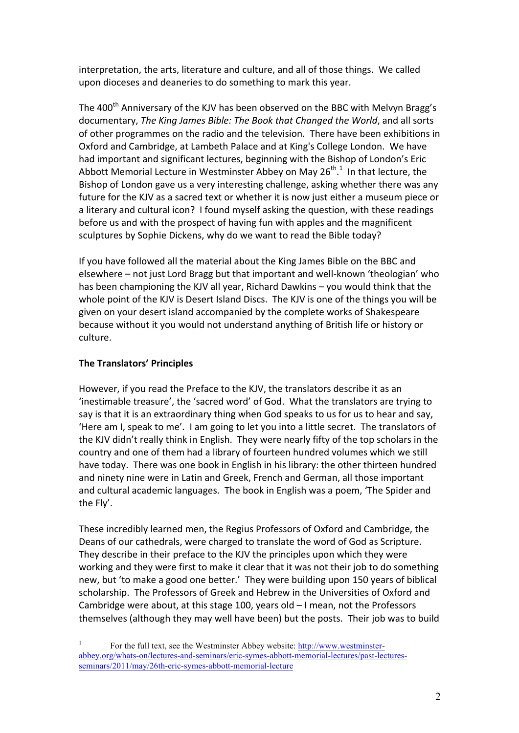interpretation, the arts, literature and culture, and all of those things. We called upon dioceses and deaneries to do something to mark this year.

The 400th Anniversary of the KJV has been observed on the BBC with Melvyn Bragg's documentary, *The King James Bible: The Book that Changed the World*, and all sorts of other programmes on the radio and the television. There have been exhibitions in Oxford and Cambridge, at Lambeth Palace and at King's College London. We have had important and significant lectures, beginning with the Bishop of London's Eric Abbott Memorial Lecture in Westminster Abbey on May 26th.[1] In that lecture, the Bishop of London gave us a very interesting challenge, asking whether there was any future for the KJV as a sacred text or whether it is now just either a museum piece or a literary and cultural icon? I found myself asking the question, with these readings before us and with the prospect of having fun with apples and the magnificent sculptures by Sophie Dickens, why do we want to read the Bible today?

If you have followed all the material about the King James Bible on the BBC and elsewhere – not just Lord Bragg but that important and well-known 'theologian' who has been championing the KJV all year, Richard Dawkins – you would think that the whole point of the KJV is Desert Island Discs. The KJV is one of the things you will be given on your desert island accompanied by the complete works of Shakespeare because without it you would not understand anything of British life or history or culture.

## The Translators' Principles

However, if you read the Preface to the KJV, the translators describe it as an 'inestimable treasure', the 'sacred word' of God. What the translators are trying to say is that it is an extraordinary thing when God speaks to us for us to hear and say, 'Here am I, speak to me'. I am going to let you into a little secret. The translators of the KJV didn't really think in English. They were nearly fifty of the top scholars in the country and one of them had a library of fourteen hundred volumes which we still have today. There was one book in English in his library: the other thirteen hundred and ninety nine were in Latin and Greek, French and German, all those important and cultural academic languages. The book in English was a poem, 'The Spider and the Fly'.

These incredibly learned men, the Regius Professors of Oxford and Cambridge, the Deans of our cathedrals, were charged to translate the word of God as Scripture. They describe in their preface to the KJV the principles upon which they were working and they were first to make it clear that it was not their job to do something new, but 'to make a good one better.' They were building upon 150 years of biblical scholarship. The Professors of Greek and Hebrew in the Universities of Oxford and Cambridge were about, at this stage 100, years old – I mean, not the Professors themselves (although they may well have been) but the posts. Their job was to build

[1] For the full text, see the Westminster Abbey website: http://www.westminster-abbey.org/whats-on/lectures-and-seminars/eric-symes-abbott-memorial-lectures/past-lectures-seminars/2011/may/26th-eric-symes-abbott-memorial-lecture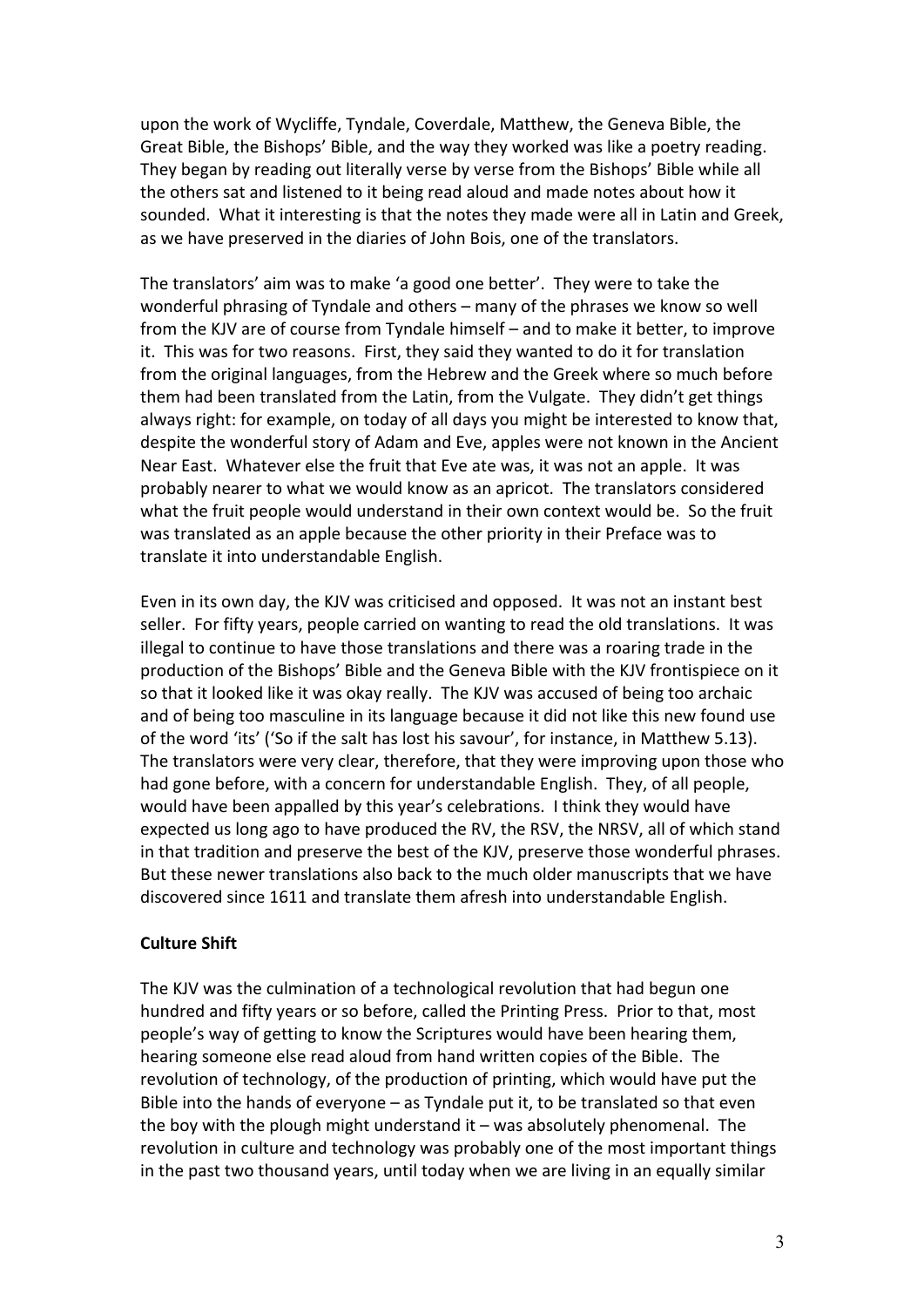upon the work of Wycliffe, Tyndale, Coverdale, Matthew, the Geneva Bible, the Great Bible, the Bishops' Bible, and the way they worked was like a poetry reading. They began by reading out literally verse by verse from the Bishops' Bible while all the others sat and listened to it being read aloud and made notes about how it sounded. What it interesting is that the notes they made were all in Latin and Greek, as we have preserved in the diaries of John Bois, one of the translators.

The translators' aim was to make 'a good one better'. They were to take the wonderful phrasing of Tyndale and others – many of the phrases we know so well from the KJV are of course from Tyndale himself – and to make it better, to improve it. This was for two reasons. First, they said they wanted to do it for translation from the original languages, from the Hebrew and the Greek where so much before them had been translated from the Latin, from the Vulgate. They didn't get things always right: for example, on today of all days you might be interested to know that, despite the wonderful story of Adam and Eve, apples were not known in the Ancient Near East. Whatever else the fruit that Eve ate was, it was not an apple. It was probably nearer to what we would know as an apricot. The translators considered what the fruit people would understand in their own context would be. So the fruit was translated as an apple because the other priority in their Preface was to translate it into understandable English.

Even in its own day, the KJV was criticised and opposed. It was not an instant best seller. For fifty years, people carried on wanting to read the old translations. It was illegal to continue to have those translations and there was a roaring trade in the production of the Bishops' Bible and the Geneva Bible with the KJV frontispiece on it so that it looked like it was okay really. The KJV was accused of being too archaic and of being too masculine in its language because it did not like this new found use of the word 'its' ('So if the salt has lost his savour', for instance, in Matthew 5.13). The translators were very clear, therefore, that they were improving upon those who had gone before, with a concern for understandable English. They, of all people, would have been appalled by this year's celebrations. I think they would have expected us long ago to have produced the RV, the RSV, the NRSV, all of which stand in that tradition and preserve the best of the KJV, preserve those wonderful phrases. But these newer translations also back to the much older manuscripts that we have discovered since 1611 and translate them afresh into understandable English.

**Culture Shift**

The KJV was the culmination of a technological revolution that had begun one hundred and fifty years or so before, called the Printing Press. Prior to that, most people's way of getting to know the Scriptures would have been hearing them, hearing someone else read aloud from hand written copies of the Bible. The revolution of technology, of the production of printing, which would have put the Bible into the hands of everyone – as Tyndale put it, to be translated so that even the boy with the plough might understand it – was absolutely phenomenal. The revolution in culture and technology was probably one of the most important things in the past two thousand years, until today when we are living in an equally similar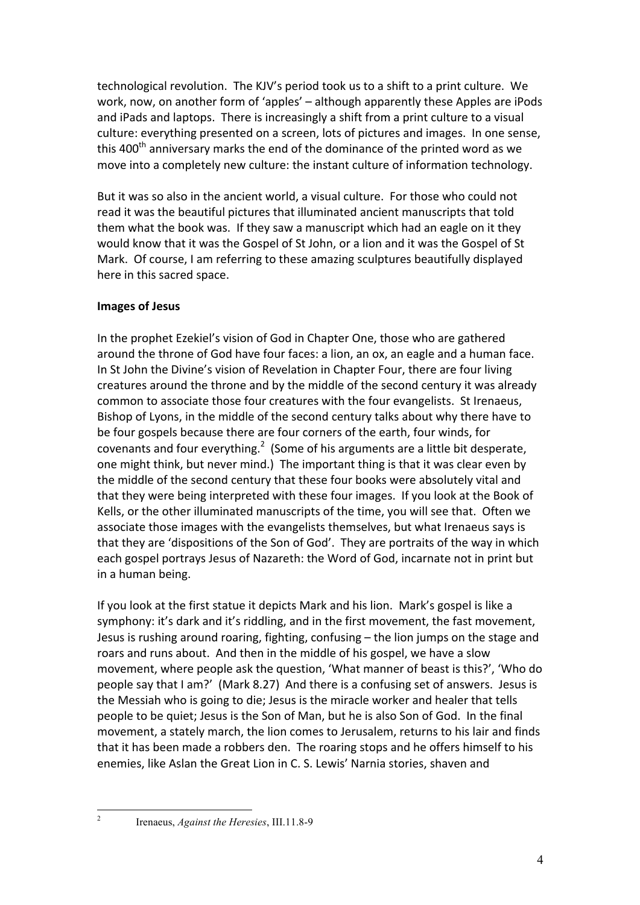technological revolution. The KJV's period took us to a shift to a print culture. We work, now, on another form of 'apples' – although apparently these Apples are iPods and iPads and laptops. There is increasingly a shift from a print culture to a visual culture: everything presented on a screen, lots of pictures and images. In one sense, this 400th anniversary marks the end of the dominance of the printed word as we move into a completely new culture: the instant culture of information technology.

But it was so also in the ancient world, a visual culture. For those who could not read it was the beautiful pictures that illuminated ancient manuscripts that told them what the book was. If they saw a manuscript which had an eagle on it they would know that it was the Gospel of St John, or a lion and it was the Gospel of St Mark. Of course, I am referring to these amazing sculptures beautifully displayed here in this sacred space.

**Images of Jesus**

In the prophet Ezekiel's vision of God in Chapter One, those who are gathered around the throne of God have four faces: a lion, an ox, an eagle and a human face. In St John the Divine's vision of Revelation in Chapter Four, there are four living creatures around the throne and by the middle of the second century it was already common to associate those four creatures with the four evangelists. St Irenaeus, Bishop of Lyons, in the middle of the second century talks about why there have to be four gospels because there are four corners of the earth, four winds, for covenants and four everything.[2] (Some of his arguments are a little bit desperate, one might think, but never mind.) The important thing is that it was clear even by the middle of the second century that these four books were absolutely vital and that they were being interpreted with these four images. If you look at the Book of Kells, or the other illuminated manuscripts of the time, you will see that. Often we associate those images with the evangelists themselves, but what Irenaeus says is that they are 'dispositions of the Son of God'. They are portraits of the way in which each gospel portrays Jesus of Nazareth: the Word of God, incarnate not in print but in a human being.

If you look at the first statue it depicts Mark and his lion. Mark's gospel is like a symphony: it's dark and it's riddling, and in the first movement, the fast movement, Jesus is rushing around roaring, fighting, confusing – the lion jumps on the stage and roars and runs about. And then in the middle of his gospel, we have a slow movement, where people ask the question, 'What manner of beast is this?', 'Who do people say that I am?' (Mark 8.27) And there is a confusing set of answers. Jesus is the Messiah who is going to die; Jesus is the miracle worker and healer that tells people to be quiet; Jesus is the Son of Man, but he is also Son of God. In the final movement, a stately march, the lion comes to Jerusalem, returns to his lair and finds that it has been made a robbers den. The roaring stops and he offers himself to his enemies, like Aslan the Great Lion in C. S. Lewis' Narnia stories, shaven and

---

[2] Irenaeus, *Against the Heresies*, III.11.8-9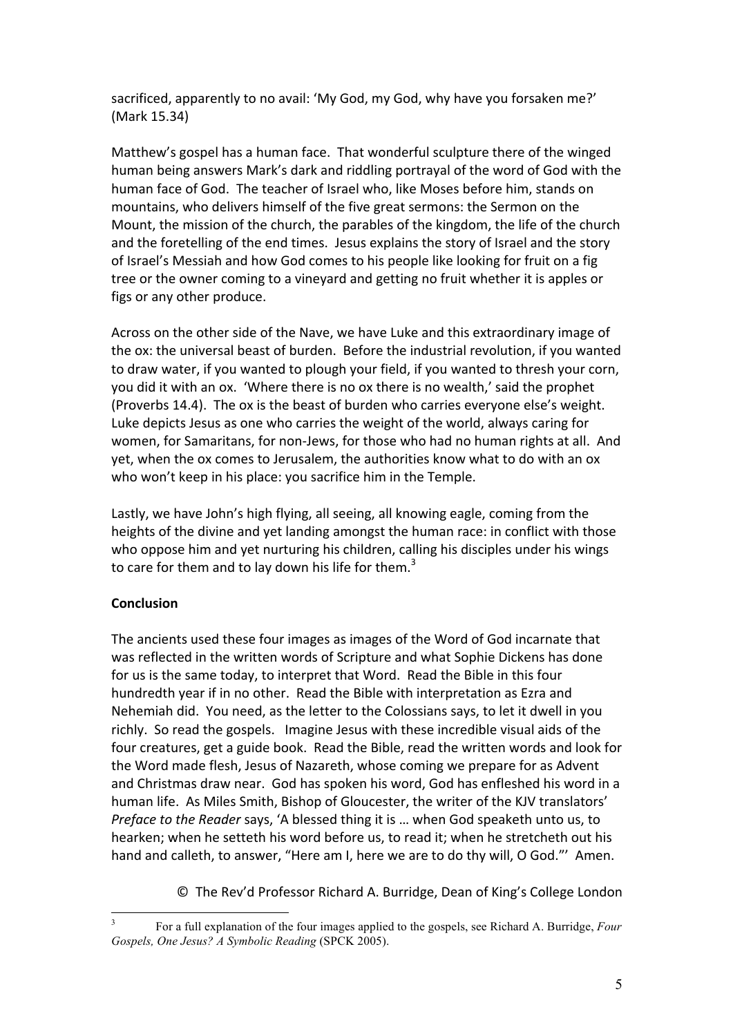sacrificed, apparently to no avail: 'My God, my God, why have you forsaken me?' (Mark 15.34)

Matthew's gospel has a human face. That wonderful sculpture there of the winged human being answers Mark's dark and riddling portrayal of the word of God with the human face of God. The teacher of Israel who, like Moses before him, stands on mountains, who delivers himself of the five great sermons: the Sermon on the Mount, the mission of the church, the parables of the kingdom, the life of the church and the foretelling of the end times. Jesus explains the story of Israel and the story of Israel's Messiah and how God comes to his people like looking for fruit on a fig tree or the owner coming to a vineyard and getting no fruit whether it is apples or figs or any other produce.

Across on the other side of the Nave, we have Luke and this extraordinary image of the ox: the universal beast of burden. Before the industrial revolution, if you wanted to draw water, if you wanted to plough your field, if you wanted to thresh your corn, you did it with an ox. 'Where there is no ox there is no wealth,' said the prophet (Proverbs 14.4). The ox is the beast of burden who carries everyone else's weight. Luke depicts Jesus as one who carries the weight of the world, always caring for women, for Samaritans, for non-Jews, for those who had no human rights at all. And yet, when the ox comes to Jerusalem, the authorities know what to do with an ox who won't keep in his place: you sacrifice him in the Temple.

Lastly, we have John's high flying, all seeing, all knowing eagle, coming from the heights of the divine and yet landing amongst the human race: in conflict with those who oppose him and yet nurturing his children, calling his disciples under his wings to care for them and to lay down his life for them.[3]

**Conclusion**

The ancients used these four images as images of the Word of God incarnate that was reflected in the written words of Scripture and what Sophie Dickens has done for us is the same today, to interpret that Word. Read the Bible in this four hundredth year if in no other. Read the Bible with interpretation as Ezra and Nehemiah did. You need, as the letter to the Colossians says, to let it dwell in you richly. So read the gospels. Imagine Jesus with these incredible visual aids of the four creatures, get a guide book. Read the Bible, read the written words and look for the Word made flesh, Jesus of Nazareth, whose coming we prepare for as Advent and Christmas draw near. God has spoken his word, God has enfleshed his word in a human life. As Miles Smith, Bishop of Gloucester, the writer of the KJV translators' *Preface to the Reader* says, 'A blessed thing it is … when God speaketh unto us, to hearken; when he setteth his word before us, to read it; when he stretcheth out his hand and calleth, to answer, "Here am I, here we are to do thy will, O God."' Amen.

© The Rev'd Professor Richard A. Burridge, Dean of King's College London

[3] For a full explanation of the four images applied to the gospels, see Richard A. Burridge, *Four Gospels, One Jesus? A Symbolic Reading* (SPCK 2005).